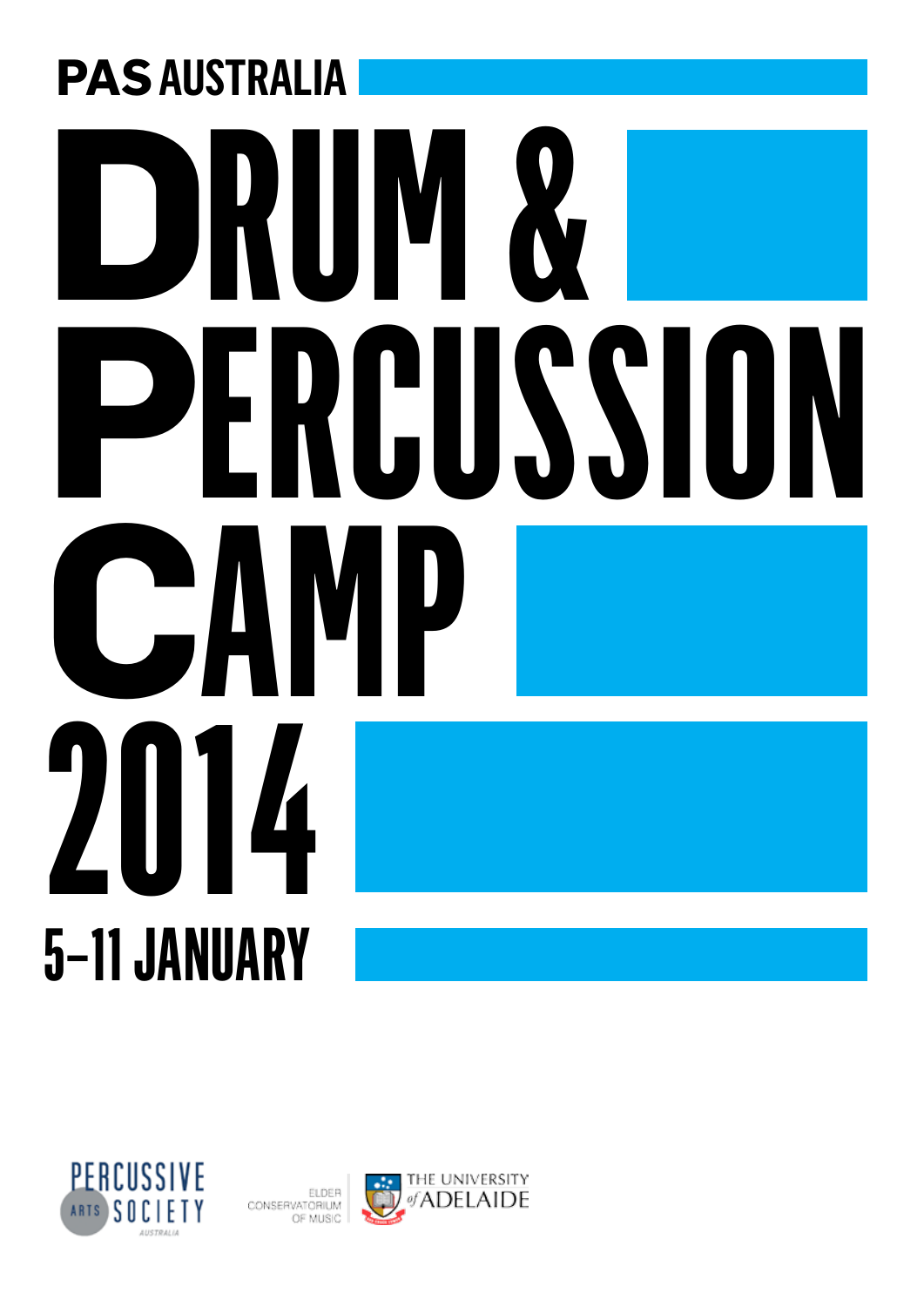PAS AUSTRALIA

# DRUM & PERCUSSION CAMP 2014

## 5–11 JANUARY

PERCUSSIVE ARTS SOCIETY AUSTRALIA

ELDER CONSERVATORIUM OF MUSIC

THE UNIVERSITY of ADELAIDE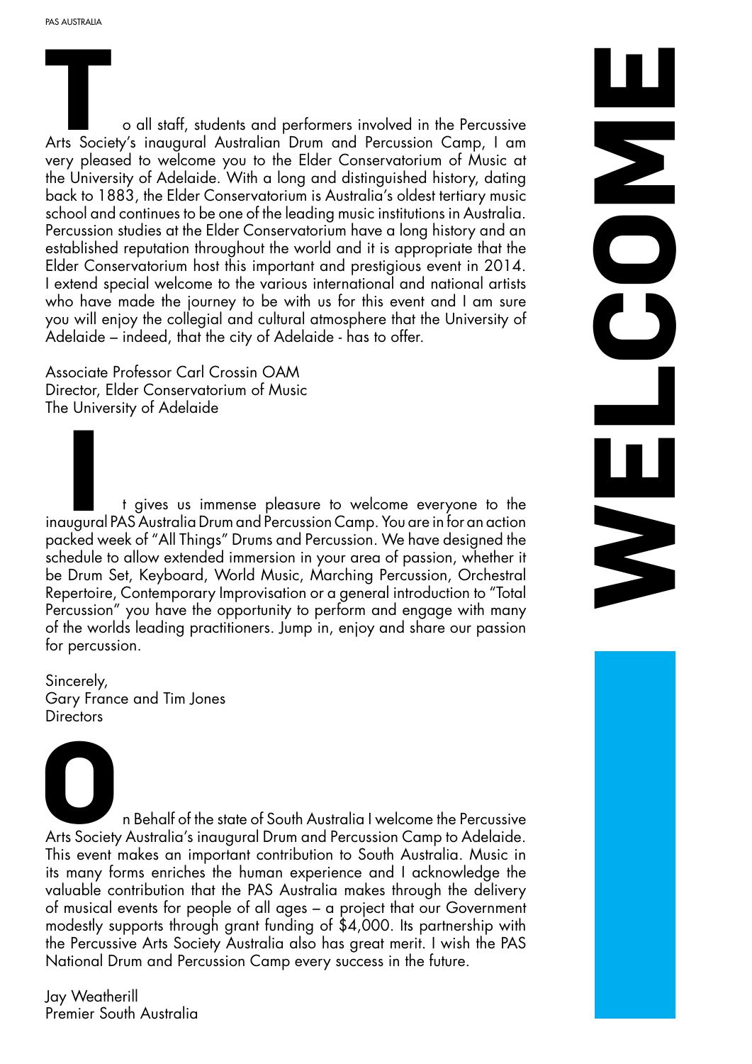# WELCOME

To all staff, students and performers involved in the Percussive Arts Society's inaugural Australian Drum and Percussion Camp, I am very pleased to welcome you to the Elder Conservatorium of Music at the University of Adelaide. With a long and distinguished history, dating back to 1883, the Elder Conservatorium is Australia's oldest tertiary music school and continues to be one of the leading music institutions in Australia. Percussion studies at the Elder Conservatorium have a long history and an established reputation throughout the world and it is appropriate that the Elder Conservatorium host this important and prestigious event in 2014. I extend special welcome to the various international and national artists who have made the journey to be with us for this event and I am sure you will enjoy the collegial and cultural atmosphere that the University of Adelaide – indeed, that the city of Adelaide - has to offer.

Associate Professor Carl Crossin OAM  
Director, Elder Conservatorium of Music  
The University of Adelaide

It gives us immense pleasure to welcome everyone to the inaugural PAS Australia Drum and Percussion Camp. You are in for an action packed week of "All Things" Drums and Percussion. We have designed the schedule to allow extended immersion in your area of passion, whether it be Drum Set, Keyboard, World Music, Marching Percussion, Orchestral Repertoire, Contemporary Improvisation or a general introduction to "Total Percussion" you have the opportunity to perform and engage with many of the worlds leading practitioners. Jump in, enjoy and share our passion for percussion.

Sincerely,  
Gary France and Tim Jones  
Directors

On Behalf of the state of South Australia I welcome the Percussive Arts Society Australia's inaugural Drum and Percussion Camp to Adelaide. This event makes an important contribution to South Australia. Music in its many forms enriches the human experience and I acknowledge the valuable contribution that the PAS Australia makes through the delivery of musical events for people of all ages – a project that our Government modestly supports through grant funding of $4,000. Its partnership with the Percussive Arts Society Australia also has great merit. I wish the PAS National Drum and Percussion Camp every success in the future.

Jay Weatherill  
Premier South Australia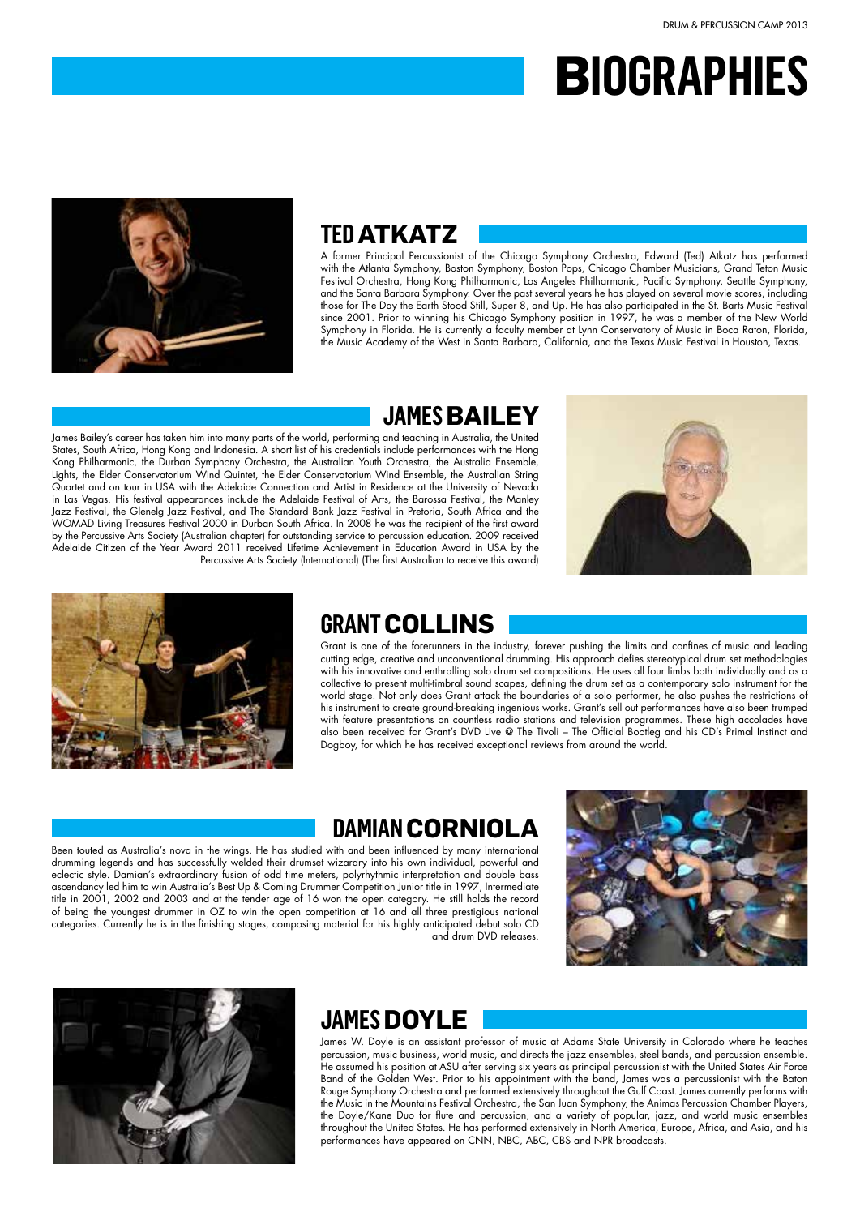# BIOGRAPHIES

## TED ATKATZ

A former Principal Percussionist of the Chicago Symphony Orchestra, Edward (Ted) Atkatz has performed with the Atlanta Symphony, Boston Symphony, Boston Pops, Chicago Chamber Musicians, Grand Teton Music Festival Orchestra, Hong Kong Philharmonic, Los Angeles Philharmonic, Pacific Symphony, Seattle Symphony, and the Santa Barbara Symphony. Over the past several years he has played on several movie scores, including those for The Day the Earth Stood Still, Super 8, and Up. He has also participated in the St. Barts Music Festival since 2001. Prior to winning his Chicago Symphony position in 1997, he was a member of the New World Symphony in Florida. He is currently a faculty member at Lynn Conservatory of Music in Boca Raton, Florida, the Music Academy of the West in Santa Barbara, California, and the Texas Music Festival in Houston, Texas.

## JAMES BAILEY

James Bailey's career has taken him into many parts of the world, performing and teaching in Australia, the United States, South Africa, Hong Kong and Indonesia. A short list of his credentials include performances with the Hong Kong Philharmonic, the Durban Symphony Orchestra, the Australian Youth Orchestra, the Australia Ensemble, Lights, the Elder Conservatorium Wind Quintet, the Elder Conservatorium Wind Ensemble, the Australian String Quartet and on tour in USA with the Adelaide Connection and Artist in Residence at the University of Nevada in Las Vegas. His festival appearances include the Adelaide Festival of Arts, the Barossa Festival, the Manley Jazz Festival, the Glenelg Jazz Festival, and The Standard Bank Jazz Festival in Pretoria, South Africa and the WOMAD Living Treasures Festival 2000 in Durban South Africa. In 2008 he was the recipient of the first award by the Percussive Arts Society (Australian chapter) for outstanding service to percussion education. 2009 received Adelaide Citizen of the Year Award 2011 received Lifetime Achievement in Education Award in USA by the Percussive Arts Society (International) (The first Australian to receive this award)

## GRANT COLLINS

Grant is one of the forerunners in the industry, forever pushing the limits and confines of music and leading cutting edge, creative and unconventional drumming. His approach defies stereotypical drum set methodologies with his innovative and enthralling solo drum set compositions. He uses all four limbs both individually and as a collective to present multi-timbral sound scapes, defining the drum set as a contemporary solo instrument for the world stage. Not only does Grant attack the boundaries of a solo performer, he also pushes the restrictions of his instrument to create ground-breaking ingenious works. Grant's sell out performances have also been trumped with feature presentations on countless radio stations and television programmes. These high accolades have also been received for Grant's DVD Live @ The Tivoli – The Official Bootleg and his CD's Primal Instinct and Dogboy, for which he has received exceptional reviews from around the world.

## DAMIAN CORNIOLA

Been touted as Australia's nova in the wings. He has studied with and been influenced by many international drumming legends and has successfully welded their drumset wizardry into his own individual, powerful and eclectic style. Damian's extraordinary fusion of odd time meters, polyrhythmic interpretation and double bass ascendancy led him to win Australia's Best Up & Coming Drummer Competition Junior title in 1997, Intermediate title in 2001, 2002 and 2003 and at the tender age of 16 won the open category. He still holds the record of being the youngest drummer in OZ to win the open competition at 16 and all three prestigious national categories. Currently he is in the finishing stages, composing material for his highly anticipated debut solo CD and drum DVD releases.

## JAMES DOYLE

James W. Doyle is an assistant professor of music at Adams State University in Colorado where he teaches percussion, music business, world music, and directs the jazz ensembles, steel bands, and percussion ensemble. He assumed his position at ASU after serving six years as principal percussionist with the United States Air Force Band of the Golden West. Prior to his appointment with the band, James was a percussionist with the Baton Rouge Symphony Orchestra and performed extensively throughout the Gulf Coast. James currently performs with the Music in the Mountains Festival Orchestra, the San Juan Symphony, the Animas Percussion Chamber Players, the Doyle/Kane Duo for flute and percussion, and a variety of popular, jazz, and world music ensembles throughout the United States. He has performed extensively in North America, Europe, Africa, and Asia, and his performances have appeared on CNN, NBC, ABC, CBS and NPR broadcasts.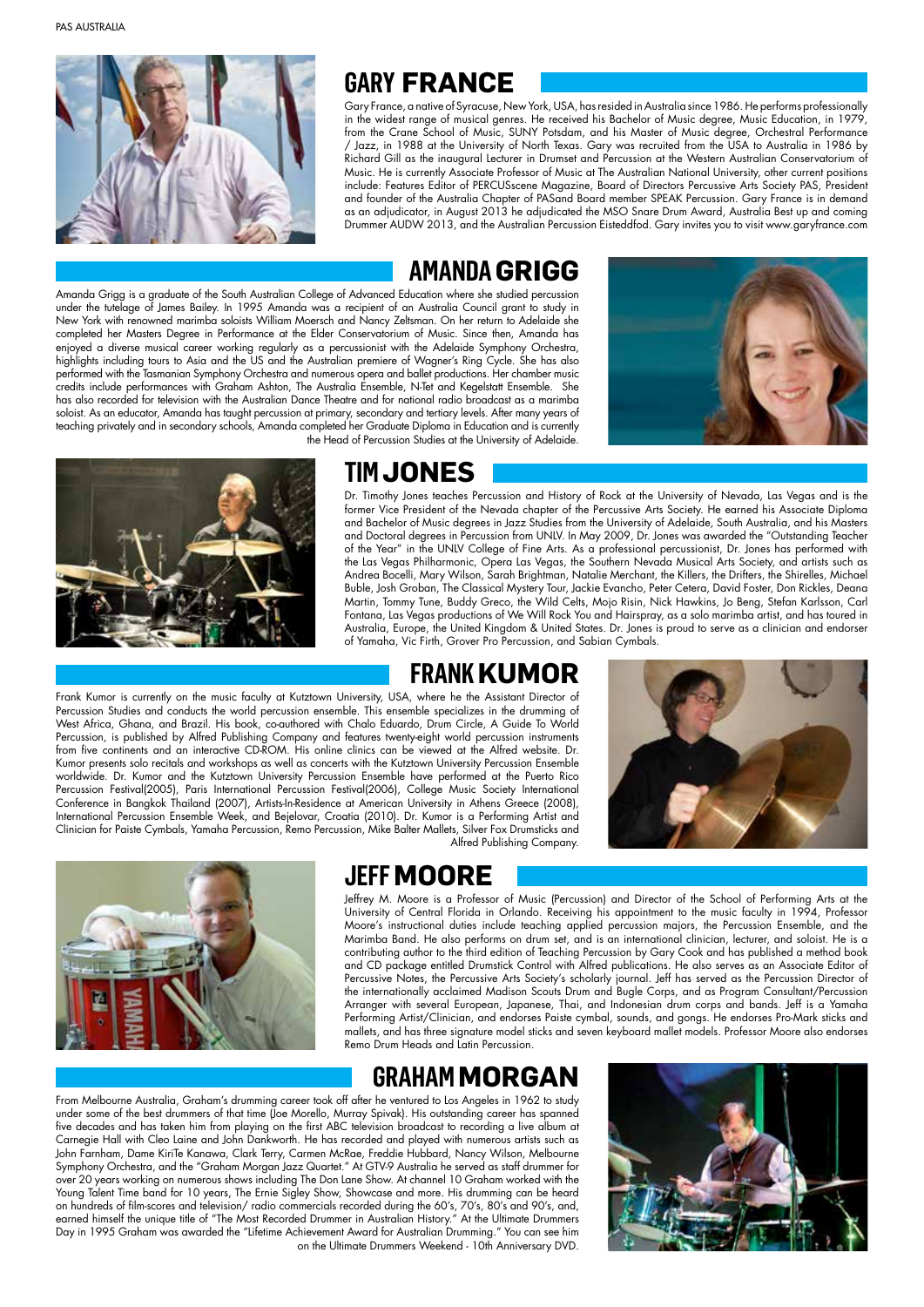## GARY FRANCE

Gary France, a native of Syracuse, New York, USA, has resided in Australia since 1986. He performs professionally in the widest range of musical genres. He received his Bachelor of Music degree, Music Education, in 1979, from the Crane School of Music, SUNY Potsdam, and his Master of Music degree, Orchestral Performance / Jazz, in 1988 at the University of North Texas. Gary was recruited from the USA to Australia in 1986 by Richard Gill as the inaugural Lecturer in Drumset and Percussion at the Western Australian Conservatorium of Music. He is currently Associate Professor of Music at The Australian National University, other current positions include: Features Editor of PERCUSscene Magazine, Board of Directors Percussive Arts Society PAS, President and founder of the Australia Chapter of PASand Board member SPEAK Percussion. Gary France is in demand as an adjudicator, in August 2013 he adjudicated the MSO Snare Drum Award, Australia Best up and coming Drummer AUDW 2013, and the Australian Percussion Eisteddfod. Gary invites you to visit www.garyfrance.com

## AMANDA GRIGG

Amanda Grigg is a graduate of the South Australian College of Advanced Education where she studied percussion under the tutelage of James Bailey. In 1995 Amanda was a recipient of an Australia Council grant to study in New York with renowned marimba soloists William Moersch and Nancy Zeltsman. On her return to Adelaide she completed her Masters Degree in Performance at the Elder Conservatorium of Music. Since then, Amanda has enjoyed a diverse musical career working regularly as a percussionist with the Adelaide Symphony Orchestra, highlights including tours to Asia and the US and the Australian premiere of Wagner's Ring Cycle. She has also performed with the Tasmanian Symphony Orchestra and numerous opera and ballet productions. Her chamber music credits include performances with Graham Ashton, The Australia Ensemble, N-Tet and Kegelstatt Ensemble. She has also recorded for television with the Australian Dance Theatre and for national radio broadcast as a marimba soloist. As an educator, Amanda has taught percussion at primary, secondary and tertiary levels. After many years of teaching privately and in secondary schools, Amanda completed her Graduate Diploma in Education and is currently the Head of Percussion Studies at the University of Adelaide.

## TIM JONES

Dr. Timothy Jones teaches Percussion and History of Rock at the University of Nevada, Las Vegas and is the former Vice President of the Nevada chapter of the Percussive Arts Society. He earned his Associate Diploma and Bachelor of Music degrees in Jazz Studies from the University of Adelaide, South Australia, and his Masters and Doctoral degrees in Percussion from UNLV. In May 2009, Dr. Jones was awarded the "Outstanding Teacher of the Year" in the UNLV College of Fine Arts. As a professional percussionist, Dr. Jones has performed with the Las Vegas Philharmonic, Opera Las Vegas, the Southern Nevada Musical Arts Society, and artists such as Andrea Bocelli, Mary Wilson, Sarah Brightman, Natalie Merchant, the Killers, the Drifters, the Shirelles, Michael Buble, Josh Groban, The Classical Mystery Tour, Jackie Evancho, Peter Cetera, David Foster, Don Rickles, Deana Martin, Tommy Tune, Buddy Greco, the Wild Celts, Mojo Risin, Nick Hawkins, Jo Beng, Stefan Karlsson, Carl Fontana, Las Vegas productions of We Will Rock You and Hairspray, as a solo marimba artist, and has toured in Australia, Europe, the United Kingdom & United States. Dr. Jones is proud to serve as a clinician and endorser of Yamaha, Vic Firth, Grover Pro Percussion, and Sabian Cymbals.

## FRANK KUMOR

Frank Kumor is currently on the music faculty at Kutztown University, USA, where he the Assistant Director of Percussion Studies and conducts the world percussion ensemble. This ensemble specializes in the drumming of West Africa, Ghana, and Brazil. His book, co-authored with Chalo Eduardo, Drum Circle, A Guide To World Percussion, is published by Alfred Publishing Company and features twenty-eight world percussion instruments from five continents and an interactive CD-ROM. His online clinics can be viewed at the Alfred website. Dr. Kumor presents solo recitals and workshops as well as concerts with the Kutztown University Percussion Ensemble worldwide. Dr. Kumor and the Kutztown University Percussion Ensemble have performed at the Puerto Rico Percussion Festival(2005), Paris International Percussion Festival(2006), College Music Society International Conference in Bangkok Thailand (2007), Artists-In-Residence at American University in Athens Greece (2008), International Percussion Ensemble Week, and Bejelovar, Croatia (2010). Dr. Kumor is a Performing Artist and Clinician for Paiste Cymbals, Yamaha Percussion, Remo Percussion, Mike Balter Mallets, Silver Fox Drumsticks and Alfred Publishing Company.

## JEFF MOORE

Jeffrey M. Moore is a Professor of Music (Percussion) and Director of the School of Performing Arts at the University of Central Florida in Orlando. Receiving his appointment to the music faculty in 1994, Professor Moore's instructional duties include teaching applied percussion majors, the Percussion Ensemble, and the Marimba Band. He also performs on drum set, and is an international clinician, lecturer, and soloist. He is a contributing author to the third edition of Teaching Percussion by Gary Cook and has published a method book and CD package entitled Drumstick Control with Alfred publications. He also serves as an Associate Editor of Percussive Notes, the Percussive Arts Society's scholarly journal. Jeff has served as the Percussion Director of the internationally acclaimed Madison Scouts Drum and Bugle Corps, and as Program Consultant/Percussion Arranger with several European, Japanese, Thai, and Indonesian drum corps and bands. Jeff is a Yamaha Performing Artist/Clinician, and endorses Paiste cymbal, sounds, and gongs. He endorses Pro-Mark sticks and mallets, and has three signature model sticks and seven keyboard mallet models. Professor Moore also endorses Remo Drum Heads and Latin Percussion.

## GRAHAM MORGAN

From Melbourne Australia, Graham's drumming career took off after he ventured to Los Angeles in 1962 to study under some of the best drummers of that time (Joe Morello, Murray Spivak). His outstanding career has spanned five decades and has taken him from playing on the first ABC television broadcast to recording a live album at Carnegie Hall with Cleo Laine and John Dankworth. He has recorded and played with numerous artists such as John Farnham, Dame KiriTe Kanawa, Clark Terry, Carmen McRae, Freddie Hubbard, Nancy Wilson, Melbourne Symphony Orchestra, and the "Graham Morgan Jazz Quartet." At GTV-9 Australia he served as staff drummer for over 20 years working on numerous shows including The Don Lane Show. At channel 10 Graham worked with the Young Talent Time band for 10 years, The Ernie Sigley Show, Showcase and more. His drumming can be heard on hundreds of film-scores and television/ radio commercials recorded during the 60's, 70's, 80's and 90's, and, earned himself the unique title of "The Most Recorded Drummer in Australian History." At the Ultimate Drummers Day in 1995 Graham was awarded the "Lifetime Achievement Award for Australian Drumming." You can see him on the Ultimate Drummers Weekend - 10th Anniversary DVD.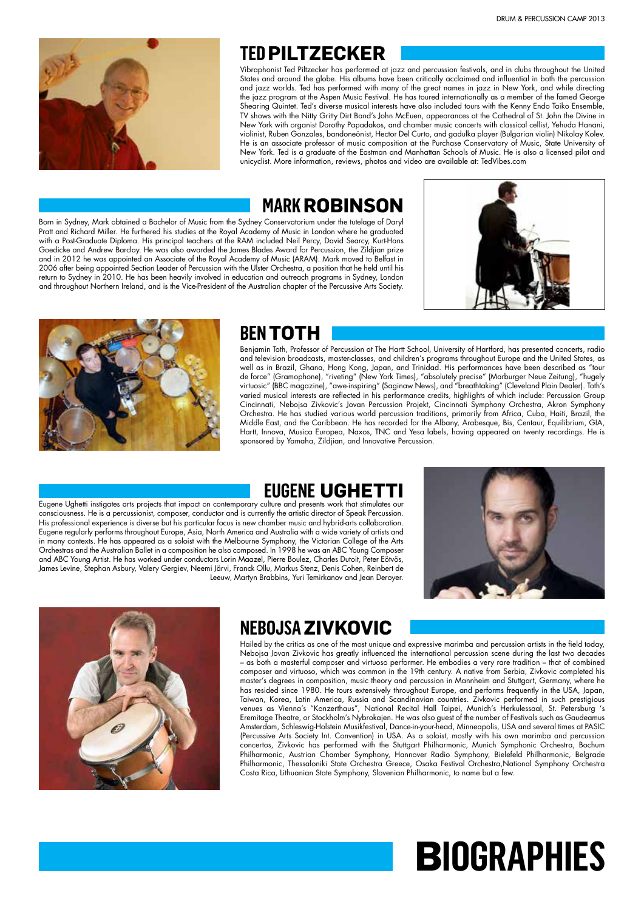# BIOGRAPHIES

## TED PILTZECKER

Vibraphonist Ted Piltzecker has performed at jazz and percussion festivals, and in clubs throughout the United States and around the globe. His albums have been critically acclaimed and influential in both the percussion and jazz worlds. Ted has performed with many of the great names in jazz in New York, and while directing the jazz program at the Aspen Music Festival. He has toured internationally as a member of the famed George Shearing Quintet. Ted's diverse musical interests have also included tours with the Kenny Endo Taiko Ensemble, TV shows with the Nitty Gritty Dirt Band's John McEuen, appearances at the Cathedral of St. John the Divine in New York with organist Dorothy Papadakos, and chamber music concerts with classical cellist, Yehuda Hanani, violinist, Ruben Gonzales, bandoneónist, Hector Del Curto, and gadulka player (Bulgarian violin) Nikolay Kolev. He is an associate professor of music composition at the Purchase Conservatory of Music, State University of New York. Ted is a graduate of the Eastman and Manhattan Schools of Music. He is also a licensed pilot and unicyclist. More information, reviews, photos and video are available at: TedVibes.com

## MARK ROBINSON

Born in Sydney, Mark obtained a Bachelor of Music from the Sydney Conservatorium under the tutelage of Daryl Pratt and Richard Miller. He furthered his studies at the Royal Academy of Music in London where he graduated with a Post-Graduate Diploma. His principal teachers at the RAM included Neil Percy, David Searcy, Kurt-Hans Goedicke and Andrew Barclay. He was also awarded the James Blades Award for Percussion, the Zildjian prize and in 2012 he was appointed an Associate of the Royal Academy of Music (ARAM). Mark moved to Belfast in 2006 after being appointed Section Leader of Percussion with the Ulster Orchestra, a position that he held until his return to Sydney in 2010. He has been heavily involved in education and outreach programs in Sydney, London and throughout Northern Ireland, and is the Vice-President of the Australian chapter of the Percussive Arts Society.

## BEN TOTH

Benjamin Toth, Professor of Percussion at The Hartt School, University of Hartford, has presented concerts, radio and television broadcasts, master-classes, and children's programs throughout Europe and the United States, as well as in Brazil, Ghana, Hong Kong, Japan, and Trinidad. His performances have been described as "tour de force" (Gramophone), "riveting" (New York Times), "absolutely precise" (Marburger Neue Zeitung), "hugely virtuosic" (BBC magazine), "awe-inspiring" (Saginaw News), and "breathtaking" (Cleveland Plain Dealer). Toth's varied musical interests are reflected in his performance credits, highlights of which include: Percussion Group Cincinnati, Nebojsa Zivkovic's Jovan Percussion Projekt, Cincinnati Symphony Orchestra, Akron Symphony Orchestra. He has studied various world percussion traditions, primarily from Africa, Cuba, Haiti, Brazil, the Middle East, and the Caribbean. He has recorded for the Albany, Arabesque, Bis, Centaur, Equilibrium, GIA, Hartt, Innova, Musica Europea, Naxos, TNC and Yesa labels, having appeared on twenty recordings. He is sponsored by Yamaha, Zildjian, and Innovative Percussion.

## EUGENE UGHETTI

Eugene Ughetti instigates arts projects that impact on contemporary culture and presents work that stimulates our consciousness. He is a percussionist, composer, conductor and is currently the artistic director of Speak Percussion. His professional experience is diverse but his particular focus is new chamber music and hybrid-arts collaboration. Eugene regularly performs throughout Europe, Asia, North America and Australia with a wide variety of artists and in many contexts. He has appeared as a soloist with the Melbourne Symphony, the Victorian College of the Arts Orchestras and the Australian Ballet in a composition he also composed. In 1998 he was an ABC Young Composer and ABC Young Artist. He has worked under conductors Lorin Maazel, Pierre Boulez, Charles Dutoit, Peter Eötvös, James Levine, Stephan Asbury, Valery Gergiev, Neemi Järvi, Franck Ollu, Markus Stenz, Denis Cohen, Reinbert de Leeuw, Martyn Brabbins, Yuri Temirkanov and Jean Deroyer.

## NEBOJSA ZIVKOVIC

Hailed by the critics as one of the most unique and expressive marimba and percussion artists in the field today, Nebojsa Jovan Zivkovic has greatly influenced the international percussion scene during the last two decades – as both a masterful composer and virtuoso performer. He embodies a very rare tradition – that of combined composer and virtuoso, which was common in the 19th century. A native from Serbia, Zivkovic completed his master's degrees in composition, music theory and percussion in Mannheim and Stuttgart, Germany, where he has resided since 1980. He tours extensively throughout Europe, and performs frequently in the USA, Japan, Taiwan, Korea, Latin America, Russia and Scandinavian countries. Zivkovic performed in such prestigious venues as Vienna's "Konzerthaus", National Recital Hall Taipei, Munich's Herkulessaal, St. Petersburg 's Eremitage Theatre, or Stockholm's Nybrokajen. He was also guest of the number of Festivals such as Gaudeamus Amsterdam, Schleswig-Holstein Musikfestival, Dance-in-your-head, Minneapolis, USA and several times at PASIC (Percussive Arts Society Int. Convention) in USA. As a soloist, mostly with his own marimba and percussion concertos, Zivkovic has performed with the Stuttgart Philharmonic, Munich Symphonic Orchestra, Bochum Philharmonic, Austrian Chamber Symphony, Hannover Radio Symphony, Bielefeld Philharmonic, Belgrade Philharmonic, Thessaloniki State Orchestra Greece, Osaka Festival Orchestra,National Symphony Orchestra Costa Rica, Lithuanian State Symphony, Slovenian Philharmonic, to name but a few.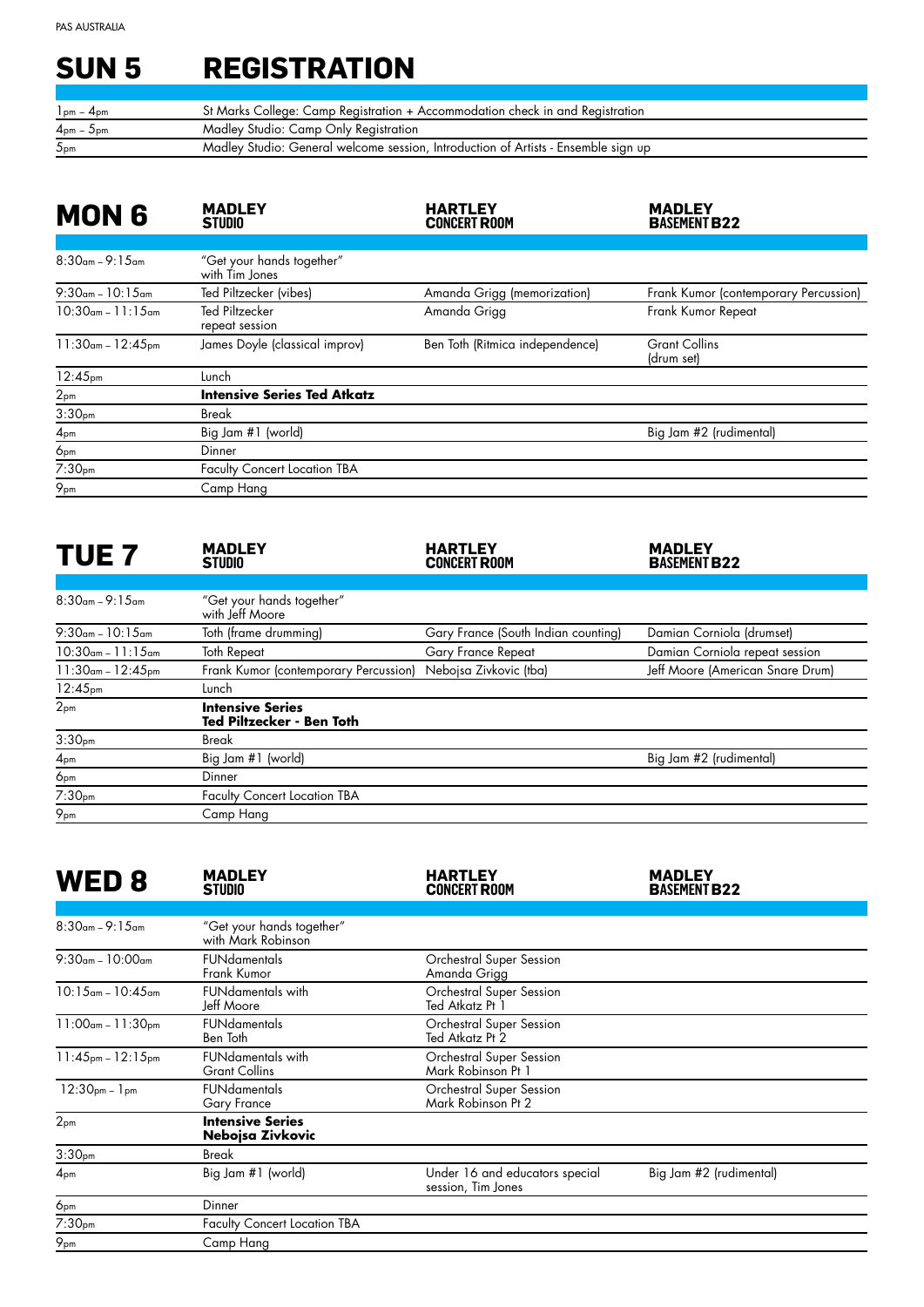PAS AUSTRALIA

# SUN 5 REGISTRATION

| | |
|---|---|
| 1pm – 4pm | St Marks College: Camp Registration + Accommodation check in and Registration |
| 4pm – 5pm | Madley Studio: Camp Only Registration |
| 5pm | Madley Studio: General welcome session, Introduction of Artists - Ensemble sign up |

# MON 6

| | MADLEY STUDIO | HARTLEY CONCERT ROOM | MADLEY BASEMENT B22 |
|---|---|---|---|
| 8:30am – 9:15am | "Get your hands together" with Tim Jones | | |
| 9:30am – 10:15am | Ted Piltzecker (vibes) | Amanda Grigg (memorization) | Frank Kumor (contemporary Percussion) |
| 10:30am – 11:15am | Ted Piltzecker repeat session | Amanda Grigg | Frank Kumor Repeat |
| 11:30am – 12:45pm | James Doyle (classical improv) | Ben Toth (Ritmica independence) | Grant Collins (drum set) |
| 12:45pm | Lunch | | |
| 2pm | **Intensive Series Ted Atkatz** | | |
| 3:30pm | Break | | |
| 4pm | Big Jam #1 (world) | | Big Jam #2 (rudimental) |
| 6pm | Dinner | | |
| 7:30pm | Faculty Concert Location TBA | | |
| 9pm | Camp Hang | | |

# TUE 7

| | MADLEY STUDIO | HARTLEY CONCERT ROOM | MADLEY BASEMENT B22 |
|---|---|---|---|
| 8:30am – 9:15am | "Get your hands together" with Jeff Moore | | |
| 9:30am – 10:15am | Toth (frame drumming) | Gary France (South Indian counting) | Damian Corniola (drumset) |
| 10:30am – 11:15am | Toth Repeat | Gary France Repeat | Damian Corniola repeat session |
| 11:30am – 12:45pm | Frank Kumor (contemporary Percussion) | Nebojsa Zivkovic (tba) | Jeff Moore (American Snare Drum) |
| 12:45pm | Lunch | | |
| 2pm | **Intensive Series Ted Piltzecker - Ben Toth** | | |
| 3:30pm | Break | | |
| 4pm | Big Jam #1 (world) | | Big Jam #2 (rudimental) |
| 6pm | Dinner | | |
| 7:30pm | Faculty Concert Location TBA | | |
| 9pm | Camp Hang | | |

# WED 8

| | MADLEY STUDIO | HARTLEY CONCERT ROOM | MADLEY BASEMENT B22 |
|---|---|---|---|
| 8:30am – 9:15am | "Get your hands together" with Mark Robinson | | |
| 9:30am – 10:00am | FUNdamentals Frank Kumor | Orchestral Super Session Amanda Grigg | |
| 10:15am – 10:45am | FUNdamentals with Jeff Moore | Orchestral Super Session Ted Atkatz Pt 1 | |
| 11:00am – 11:30pm | FUNdamentals Ben Toth | Orchestral Super Session Ted Atkatz Pt 2 | |
| 11:45pm – 12:15pm | FUNdamentals with Grant Collins | Orchestral Super Session Mark Robinson Pt 1 | |
| 12:30pm – 1pm | FUNdamentals Gary France | Orchestral Super Session Mark Robinson Pt 2 | |
| 2pm | **Intensive Series Nebojsa Zivkovic** | | |
| 3:30pm | Break | | |
| 4pm | Big Jam #1 (world) | Under 16 and educators special session, Tim Jones | Big Jam #2 (rudimental) |
| 6pm | Dinner | | |
| 7:30pm | Faculty Concert Location TBA | | |
| 9pm | Camp Hang | | |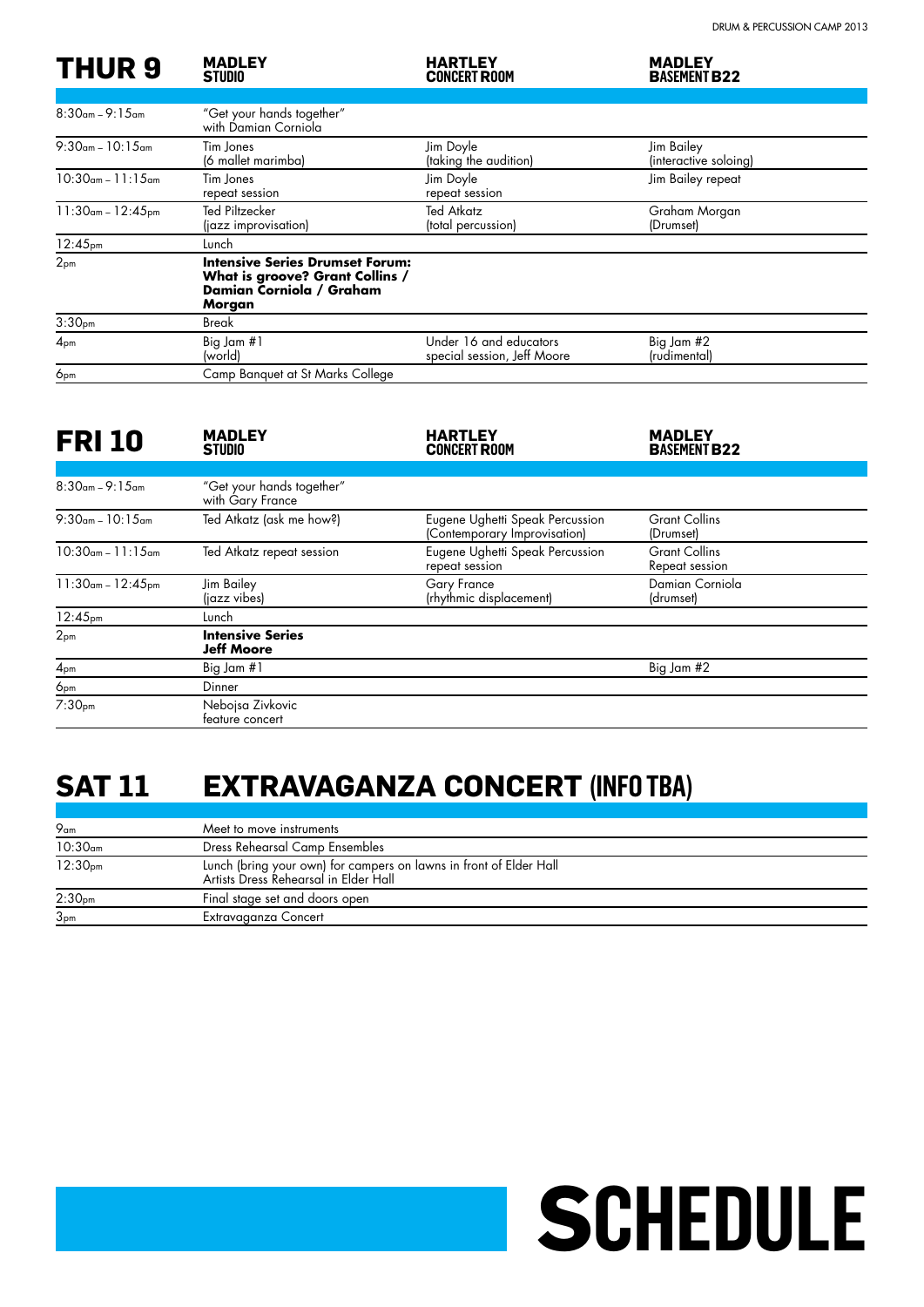## THUR 9

| THUR 9 | MADLEY STUDIO | HARTLEY CONCERT ROOM | MADLEY BASEMENT B22 |
|---|---|---|---|
| 8:30am – 9:15am | "Get your hands together" with Damian Corniola | | |
| 9:30am – 10:15am | Tim Jones (6 mallet marimba) | Jim Doyle (taking the audition) | Jim Bailey (interactive soloing) |
| 10:30am – 11:15am | Tim Jones repeat session | Jim Doyle repeat session | Jim Bailey repeat |
| 11:30am – 12:45pm | Ted Piltzecker (jazz improvisation) | Ted Atkatz (total percussion) | Graham Morgan (Drumset) |
| 12:45pm | Lunch | | |
| 2pm | **Intensive Series Drumset Forum: What is groove? Grant Collins / Damian Corniola / Graham Morgan** | | |
| 3:30pm | Break | | |
| 4pm | Big Jam #1 (world) | Under 16 and educators special session, Jeff Moore | Big Jam #2 (rudimental) |
| 6pm | Camp Banquet at St Marks College | | |

## FRI 10

| FRI 10 | MADLEY STUDIO | HARTLEY CONCERT ROOM | MADLEY BASEMENT B22 |
|---|---|---|---|
| 8:30am – 9:15am | "Get your hands together" with Gary France | | |
| 9:30am – 10:15am | Ted Atkatz (ask me how?) | Eugene Ughetti Speak Percussion (Contemporary Improvisation) | Grant Collins (Drumset) |
| 10:30am – 11:15am | Ted Atkatz repeat session | Eugene Ughetti Speak Percussion repeat session | Grant Collins Repeat session |
| 11:30am – 12:45pm | Jim Bailey (jazz vibes) | Gary France (rhythmic displacement) | Damian Corniola (drumset) |
| 12:45pm | Lunch | | |
| 2pm | **Intensive Series Jeff Moore** | | |
| 4pm | Big Jam #1 | | Big Jam #2 |
| 6pm | Dinner | | |
| 7:30pm | Nebojsa Zivkovic feature concert | | |

## SAT 11 EXTRAVAGANZA CONCERT (INFO TBA)

| | |
|---|---|
| 9am | Meet to move instruments |
| 10:30am | Dress Rehearsal Camp Ensembles |
| 12:30pm | Lunch (bring your own) for campers on lawns in front of Elder Hall<br>Artists Dress Rehearsal in Elder Hall |
| 2:30pm | Final stage set and doors open |
| 3pm | Extravaganza Concert |

# SCHEDULE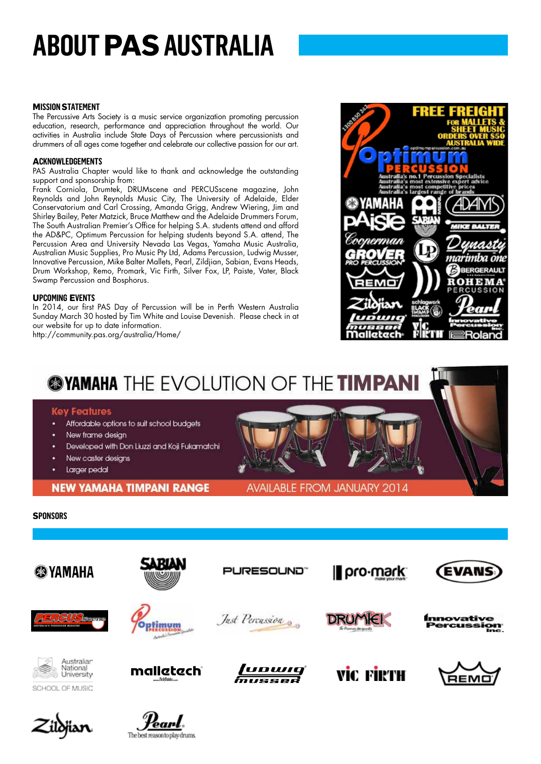# ABOUT PAS AUSTRALIA

### MISSION STATEMENT

The Percussive Arts Society is a music service organization promoting percussion education, research, performance and appreciation throughout the world. Our activities in Australia include State Days of Percussion where percussionists and drummers of all ages come together and celebrate our collective passion for our art.

### ACKNOWLEDGEMENTS

PAS Australia Chapter would like to thank and acknowledge the outstanding support and sponsorship from:

Frank Corniola, Drumtek, DRUMscene and PERCUSscene magazine, John Reynolds and John Reynolds Music City, The University of Adelaide, Elder Conservatorium and Carl Crossing, Amanda Grigg, Andrew Wiering, Jim and Shirley Bailey, Peter Matzick, Bruce Matthew and the Adelaide Drummers Forum, The South Australian Premier's Office for helping S.A. students attend and afford the AD&PC, Optimum Percussion for helping students beyond S.A. attend, The Percussion Area and University Nevada Las Vegas, Yamaha Music Australia, Australian Music Supplies, Pro Music Pty Ltd, Adams Percussion, Ludwig Musser, Innovative Percussion, Mike Balter Mallets, Pearl, Zildjian, Sabian, Evans Heads, Drum Workshop, Remo, Promark, Vic Firth, Silver Fox, LP, Paiste, Vater, Black Swamp Percussion and Bosphorus.

### UPCOMING EVENTS

In 2014, our first PAS Day of Percussion will be in Perth Western Australia Sunday March 30 hosted by Tim White and Louise Devenish. Please check in at our website for up to date information.
http://community.pas.org/australia/Home/

1300 850 242

FREE FREIGHT FOR MALLETS & SHEET MUSIC ORDERS OVER $50 AUSTRALIA WIDE

optimumpercussion.com.au

Optimum PERCUSSION

Australia's no.1 Percussion Specialists
Australia's most extensive expert advice
Australia's most competitive prices
Australia's largest range of brands

YAMAHA, Paiste, Meinl, Adams, Sabian, Mike Balter, Cooperman, Dynasty, Grover Pro Percussion, LP, marimba one, Bergerault, Remo, Rohema Percussion, Zildjian, Schlagwerk, Black Swamp, Pearl, Ludwig Musser, Innovative Percussion Inc., Malletech, Vic Firth, Roland

## YAMAHA THE EVOLUTION OF THE TIMPANI

**Key Features**

- Affordable options to suit school budgets
- New frame design
- Developed with Don Liuzzi and Koji Fukamatchi
- New caster designs
- Larger pedal

**NEW YAMAHA TIMPANI RANGE** AVAILABLE FROM JANUARY 2014

### SPONSORS

YAMAHA, SABIAN, PURESOUND, pro-mark, EVANS, PERCUSscene, Optimum Percussion, Just Percussion, DRUMTEK, Innovative Percussion Inc., Australian National University School of Music, malletech, Ludwig Musser, Vic Firth, Remo, Zildjian, Pearl — The best reason to play drums.